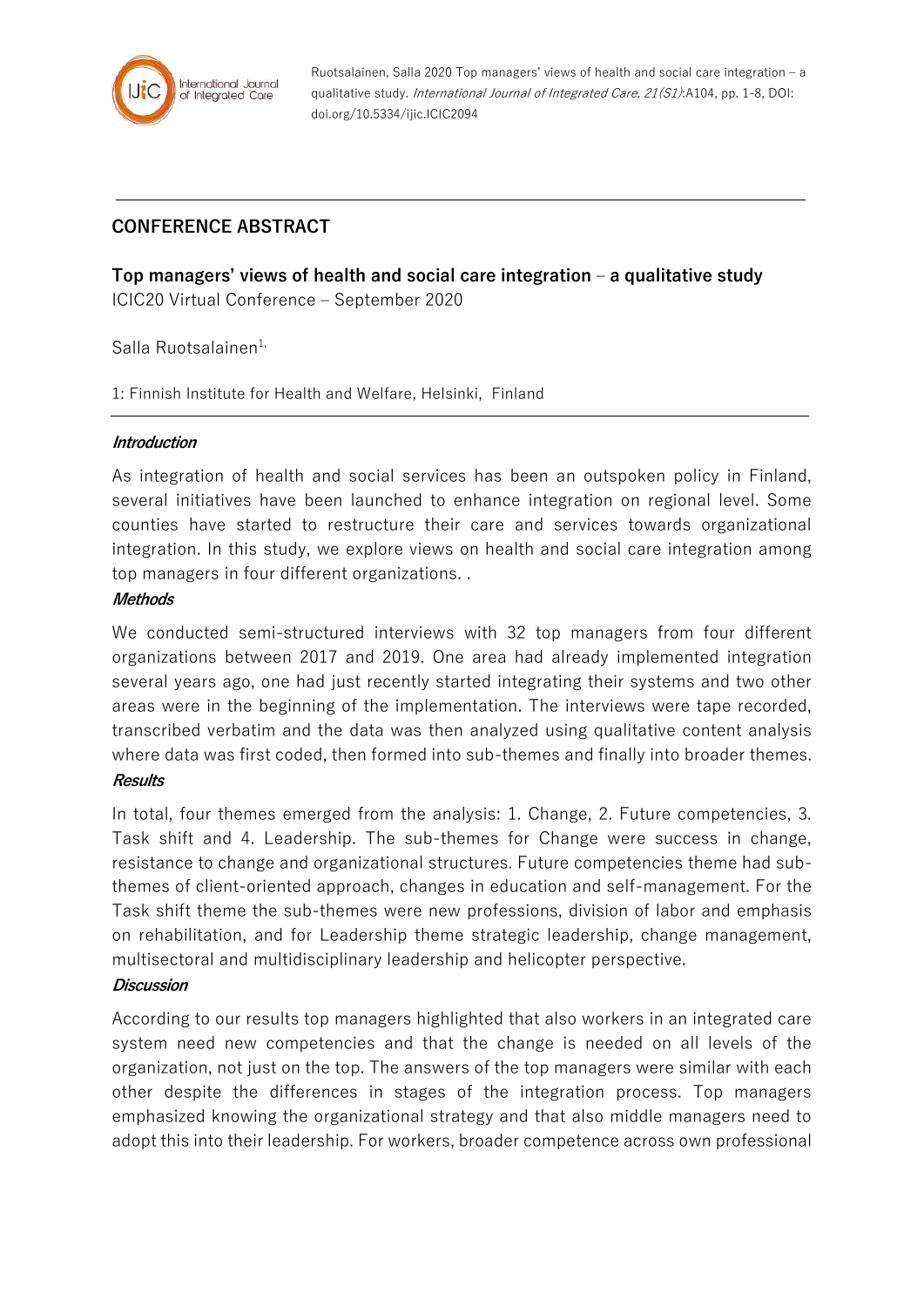## CONFERENCE ABSTRACT

**Top managers' views of health and social care integration – a qualitative study**
ICIC20 Virtual Conference – September 2020

Salla Ruotsalainen[1,]

1: Finnish Institute for Health and Welfare, Helsinki, Finland

***Introduction***

As integration of health and social services has been an outspoken policy in Finland, several initiatives have been launched to enhance integration on regional level. Some counties have started to restructure their care and services towards organizational integration. In this study, we explore views on health and social care integration among top managers in four different organizations. .

***Methods***

We conducted semi-structured interviews with 32 top managers from four different organizations between 2017 and 2019. One area had already implemented integration several years ago, one had just recently started integrating their systems and two other areas were in the beginning of the implementation. The interviews were tape recorded, transcribed verbatim and the data was then analyzed using qualitative content analysis where data was first coded, then formed into sub-themes and finally into broader themes.

***Results***

In total, four themes emerged from the analysis: 1. Change, 2. Future competencies, 3. Task shift and 4. Leadership. The sub-themes for Change were success in change, resistance to change and organizational structures. Future competencies theme had sub-themes of client-oriented approach, changes in education and self-management. For the Task shift theme the sub-themes were new professions, division of labor and emphasis on rehabilitation, and for Leadership theme strategic leadership, change management, multisectoral and multidisciplinary leadership and helicopter perspective.

***Discussion***

According to our results top managers highlighted that also workers in an integrated care system need new competencies and that the change is needed on all levels of the organization, not just on the top. The answers of the top managers were similar with each other despite the differences in stages of the integration process. Top managers emphasized knowing the organizational strategy and that also middle managers need to adopt this into their leadership. For workers, broader competence across own professional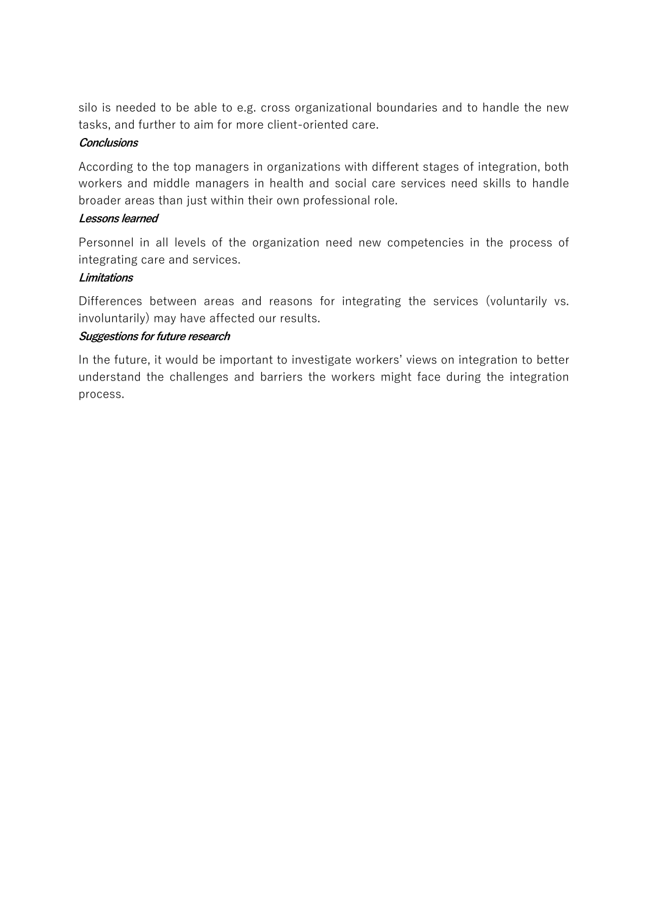silo is needed to be able to e.g. cross organizational boundaries and to handle the new tasks, and further to aim for more client-oriented care.

***Conclusions***

According to the top managers in organizations with different stages of integration, both workers and middle managers in health and social care services need skills to handle broader areas than just within their own professional role.

***Lessons learned***

Personnel in all levels of the organization need new competencies in the process of integrating care and services.

***Limitations***

Differences between areas and reasons for integrating the services (voluntarily vs. involuntarily) may have affected our results.

***Suggestions for future research***

In the future, it would be important to investigate workers' views on integration to better understand the challenges and barriers the workers might face during the integration process.